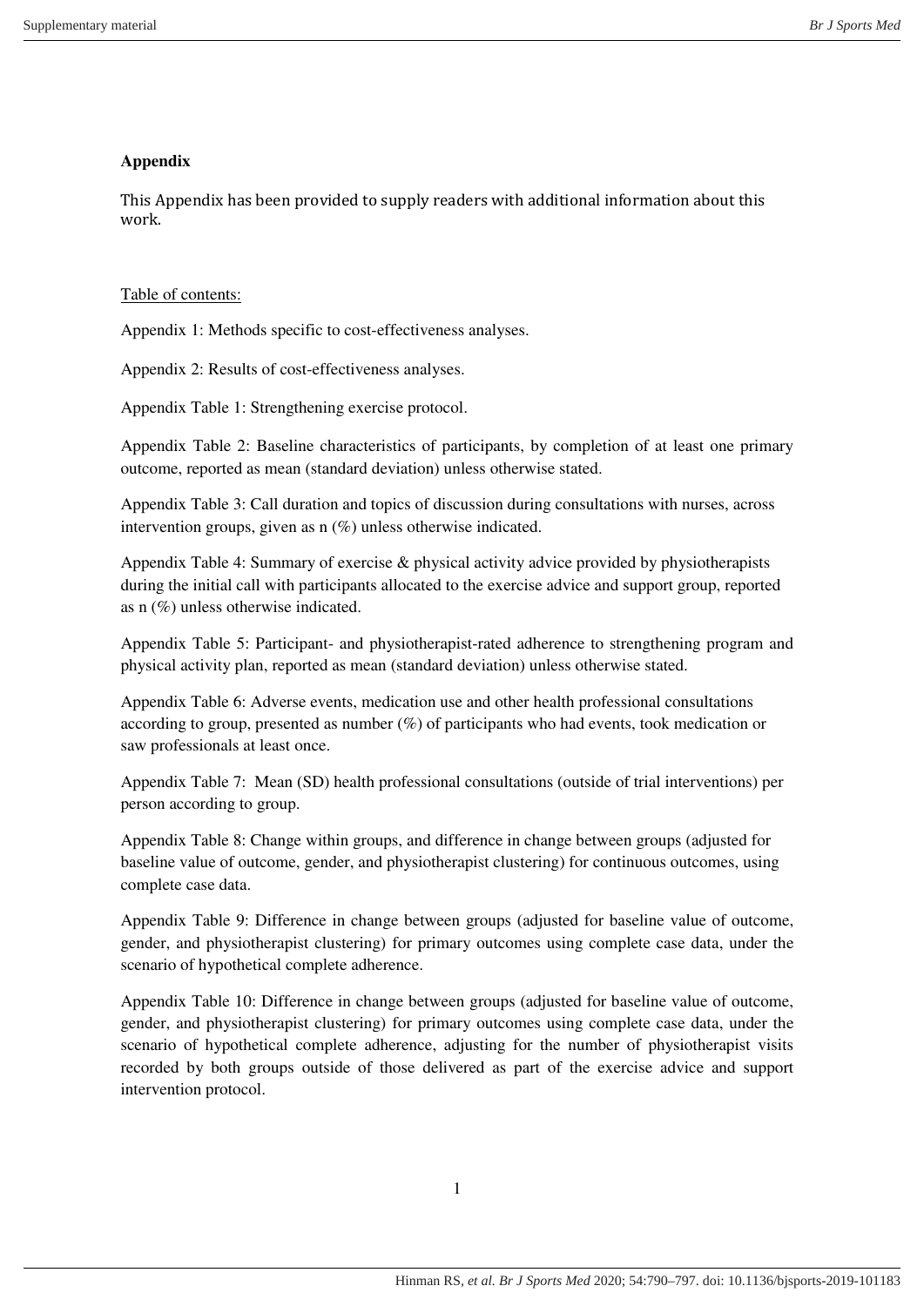**Appendix**

This Appendix has been provided to supply readers with additional information about this work.

Table of contents:

Appendix 1: Methods specific to cost-effectiveness analyses.

Appendix 2: Results of cost-effectiveness analyses.

Appendix Table 1: Strengthening exercise protocol.

Appendix Table 2: Baseline characteristics of participants, by completion of at least one primary outcome, reported as mean (standard deviation) unless otherwise stated.

Appendix Table 3: Call duration and topics of discussion during consultations with nurses, across intervention groups, given as n (%) unless otherwise indicated.

Appendix Table 4: Summary of exercise & physical activity advice provided by physiotherapists during the initial call with participants allocated to the exercise advice and support group, reported as n (%) unless otherwise indicated.

Appendix Table 5: Participant- and physiotherapist-rated adherence to strengthening program and physical activity plan, reported as mean (standard deviation) unless otherwise stated.

Appendix Table 6: Adverse events, medication use and other health professional consultations according to group, presented as number (%) of participants who had events, took medication or saw professionals at least once.

Appendix Table 7: Mean (SD) health professional consultations (outside of trial interventions) per person according to group.

Appendix Table 8: Change within groups, and difference in change between groups (adjusted for baseline value of outcome, gender, and physiotherapist clustering) for continuous outcomes, using complete case data.

Appendix Table 9: Difference in change between groups (adjusted for baseline value of outcome, gender, and physiotherapist clustering) for primary outcomes using complete case data, under the scenario of hypothetical complete adherence.

Appendix Table 10: Difference in change between groups (adjusted for baseline value of outcome, gender, and physiotherapist clustering) for primary outcomes using complete case data, under the scenario of hypothetical complete adherence, adjusting for the number of physiotherapist visits recorded by both groups outside of those delivered as part of the exercise advice and support intervention protocol.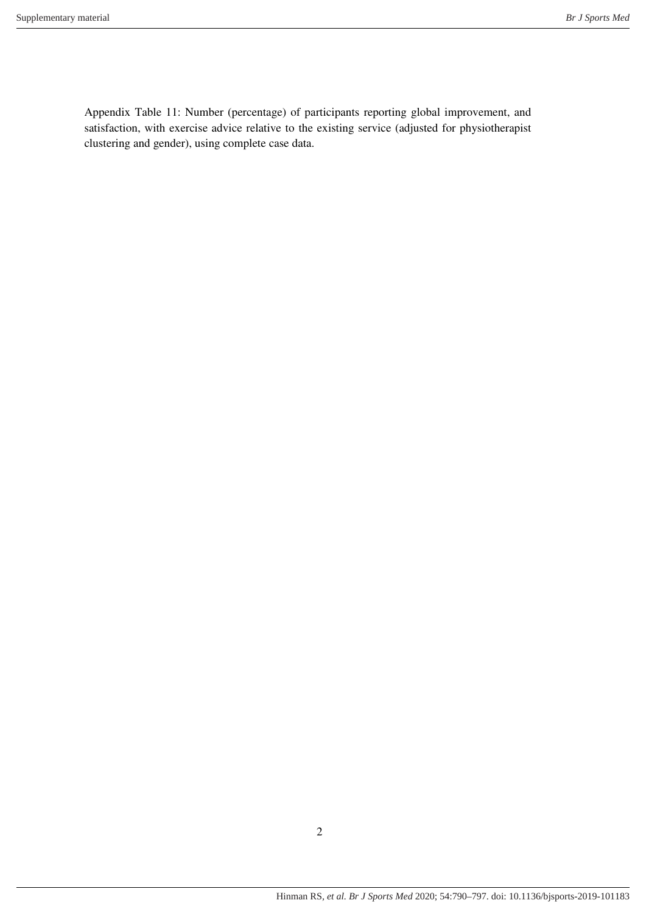Appendix Table 11: Number (percentage) of participants reporting global improvement, and satisfaction, with exercise advice relative to the existing service (adjusted for physiotherapist clustering and gender), using complete case data.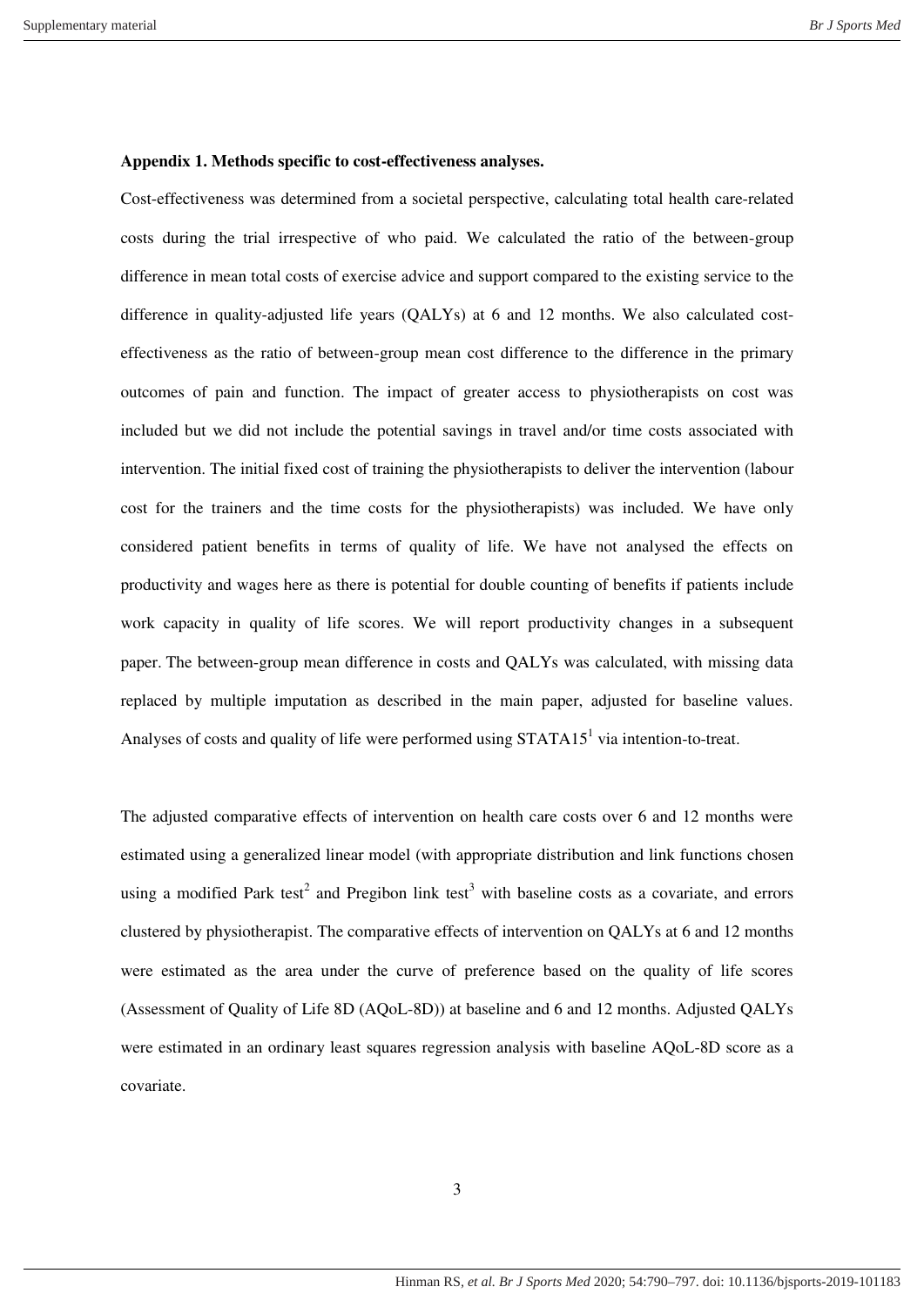**Appendix 1. Methods specific to cost-effectiveness analyses.**

Cost-effectiveness was determined from a societal perspective, calculating total health care-related costs during the trial irrespective of who paid. We calculated the ratio of the between-group difference in mean total costs of exercise advice and support compared to the existing service to the difference in quality-adjusted life years (QALYs) at 6 and 12 months. We also calculated cost-effectiveness as the ratio of between-group mean cost difference to the difference in the primary outcomes of pain and function. The impact of greater access to physiotherapists on cost was included but we did not include the potential savings in travel and/or time costs associated with intervention. The initial fixed cost of training the physiotherapists to deliver the intervention (labour cost for the trainers and the time costs for the physiotherapists) was included. We have only considered patient benefits in terms of quality of life. We have not analysed the effects on productivity and wages here as there is potential for double counting of benefits if patients include work capacity in quality of life scores. We will report productivity changes in a subsequent paper. The between-group mean difference in costs and QALYs was calculated, with missing data replaced by multiple imputation as described in the main paper, adjusted for baseline values. Analyses of costs and quality of life were performed using STATA15[1] via intention-to-treat.

The adjusted comparative effects of intervention on health care costs over 6 and 12 months were estimated using a generalized linear model (with appropriate distribution and link functions chosen using a modified Park test[2] and Pregibon link test[3] with baseline costs as a covariate, and errors clustered by physiotherapist. The comparative effects of intervention on QALYs at 6 and 12 months were estimated as the area under the curve of preference based on the quality of life scores (Assessment of Quality of Life 8D (AQoL-8D)) at baseline and 6 and 12 months. Adjusted QALYs were estimated in an ordinary least squares regression analysis with baseline AQoL-8D score as a covariate.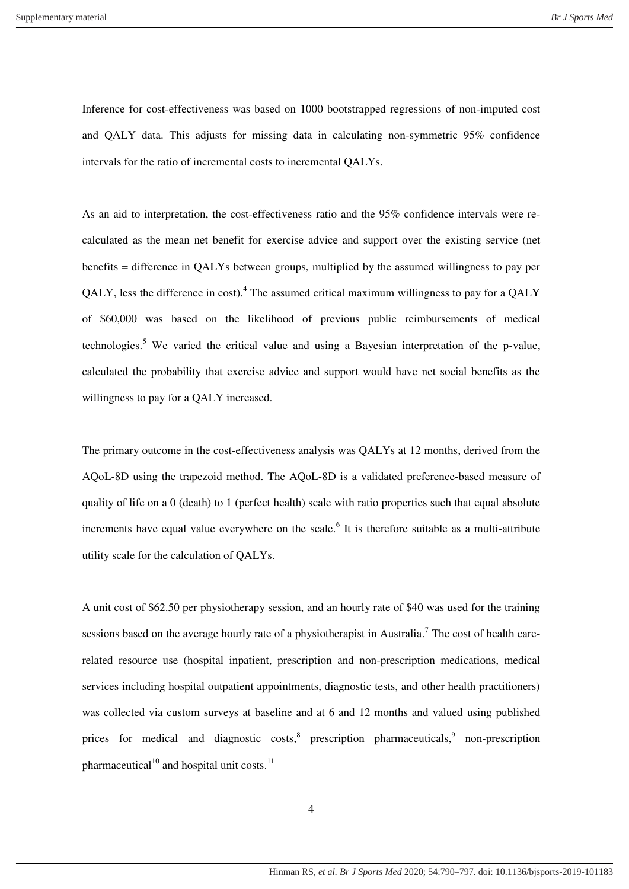Inference for cost-effectiveness was based on 1000 bootstrapped regressions of non-imputed cost and QALY data. This adjusts for missing data in calculating non-symmetric 95% confidence intervals for the ratio of incremental costs to incremental QALYs.

As an aid to interpretation, the cost-effectiveness ratio and the 95% confidence intervals were re-calculated as the mean net benefit for exercise advice and support over the existing service (net benefits = difference in QALYs between groups, multiplied by the assumed willingness to pay per QALY, less the difference in cost).[4] The assumed critical maximum willingness to pay for a QALY of $60,000 was based on the likelihood of previous public reimbursements of medical technologies.[5] We varied the critical value and using a Bayesian interpretation of the p-value, calculated the probability that exercise advice and support would have net social benefits as the willingness to pay for a QALY increased.

The primary outcome in the cost-effectiveness analysis was QALYs at 12 months, derived from the AQoL-8D using the trapezoid method. The AQoL-8D is a validated preference-based measure of quality of life on a 0 (death) to 1 (perfect health) scale with ratio properties such that equal absolute increments have equal value everywhere on the scale.[6] It is therefore suitable as a multi-attribute utility scale for the calculation of QALYs.

A unit cost of $62.50 per physiotherapy session, and an hourly rate of $40 was used for the training sessions based on the average hourly rate of a physiotherapist in Australia.[7] The cost of health care-related resource use (hospital inpatient, prescription and non-prescription medications, medical services including hospital outpatient appointments, diagnostic tests, and other health practitioners) was collected via custom surveys at baseline and at 6 and 12 months and valued using published prices for medical and diagnostic costs,[8] prescription pharmaceuticals,[9] non-prescription pharmaceutical[10] and hospital unit costs.[11]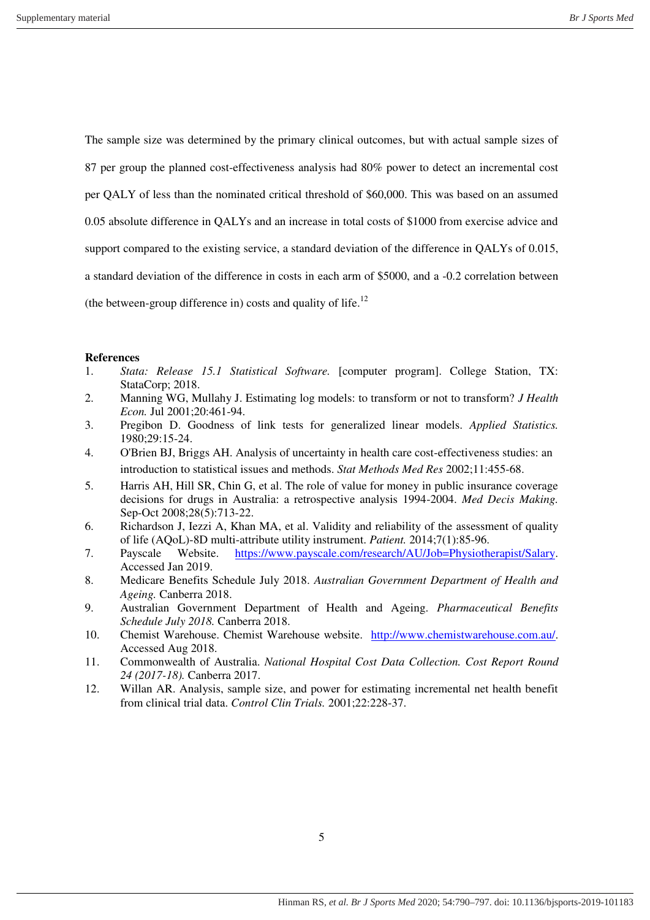The sample size was determined by the primary clinical outcomes, but with actual sample sizes of 87 per group the planned cost-effectiveness analysis had 80% power to detect an incremental cost per QALY of less than the nominated critical threshold of $60,000. This was based on an assumed 0.05 absolute difference in QALYs and an increase in total costs of $1000 from exercise advice and support compared to the existing service, a standard deviation of the difference in QALYs of 0.015, a standard deviation of the difference in costs in each arm of $5000, and a -0.2 correlation between (the between-group difference in) costs and quality of life.[12]

**References**

1. *Stata: Release 15.1 Statistical Software.* [computer program]. College Station, TX: StataCorp; 2018.
2. Manning WG, Mullahy J. Estimating log models: to transform or not to transform? *J Health Econ.* Jul 2001;20:461-94.
3. Pregibon D. Goodness of link tests for generalized linear models. *Applied Statistics.* 1980;29:15-24.
4. O'Brien BJ, Briggs AH. Analysis of uncertainty in health care cost-effectiveness studies: an introduction to statistical issues and methods. *Stat Methods Med Res* 2002;11:455-68.
5. Harris AH, Hill SR, Chin G, et al. The role of value for money in public insurance coverage decisions for drugs in Australia: a retrospective analysis 1994-2004. *Med Decis Making.* Sep-Oct 2008;28(5):713-22.
6. Richardson J, Iezzi A, Khan MA, et al. Validity and reliability of the assessment of quality of life (AQoL)-8D multi-attribute utility instrument. *Patient.* 2014;7(1):85-96.
7. Payscale Website. https://www.payscale.com/research/AU/Job=Physiotherapist/Salary. Accessed Jan 2019.
8. Medicare Benefits Schedule July 2018. *Australian Government Department of Health and Ageing.* Canberra 2018.
9. Australian Government Department of Health and Ageing. *Pharmaceutical Benefits Schedule July 2018.* Canberra 2018.
10. Chemist Warehouse. Chemist Warehouse website. http://www.chemistwarehouse.com.au/. Accessed Aug 2018.
11. Commonwealth of Australia. *National Hospital Cost Data Collection. Cost Report Round 24 (2017-18).* Canberra 2017.
12. Willan AR. Analysis, sample size, and power for estimating incremental net health benefit from clinical trial data. *Control Clin Trials.* 2001;22:228-37.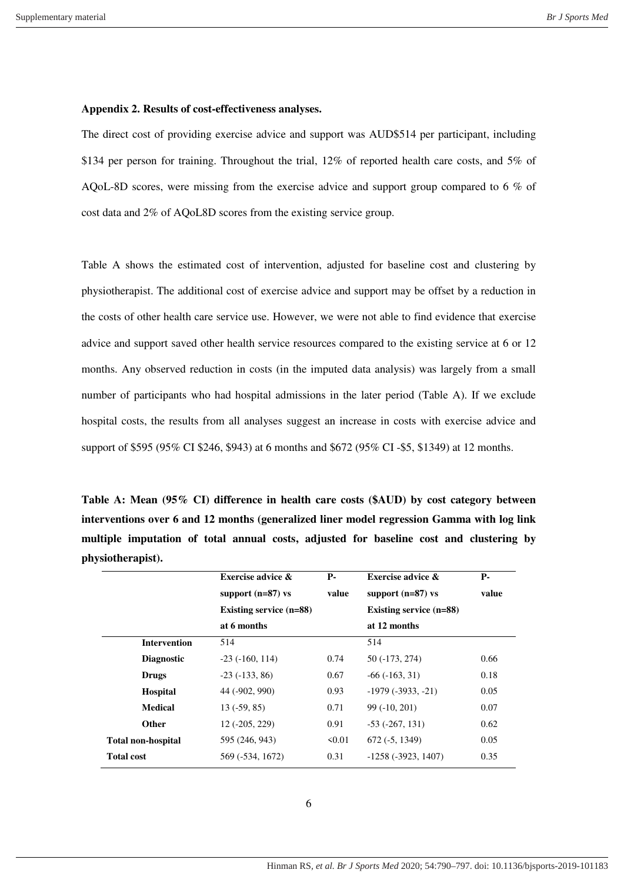**Appendix 2. Results of cost-effectiveness analyses.**

The direct cost of providing exercise advice and support was AUD$514 per participant, including $134 per person for training. Throughout the trial, 12% of reported health care costs, and 5% of AQoL-8D scores, were missing from the exercise advice and support group compared to 6 % of cost data and 2% of AQoL8D scores from the existing service group.

Table A shows the estimated cost of intervention, adjusted for baseline cost and clustering by physiotherapist. The additional cost of exercise advice and support may be offset by a reduction in the costs of other health care service use. However, we were not able to find evidence that exercise advice and support saved other health service resources compared to the existing service at 6 or 12 months. Any observed reduction in costs (in the imputed data analysis) was largely from a small number of participants who had hospital admissions in the later period (Table A). If we exclude hospital costs, the results from all analyses suggest an increase in costs with exercise advice and support of $595 (95% CI $246, $943) at 6 months and $672 (95% CI -$5, $1349) at 12 months.

**Table A: Mean (95% CI) difference in health care costs ($AUD) by cost category between interventions over 6 and 12 months (generalized liner model regression Gamma with log link multiple imputation of total annual costs, adjusted for baseline cost and clustering by physiotherapist).**

| | Exercise advice & support (n=87) vs Existing service (n=88) at 6 months | P-value | Exercise advice & support (n=87) vs Existing service (n=88) at 12 months | P-value |
|---|---|---|---|---|
| **Intervention** | 514 | | 514 | |
| **Diagnostic** | -23 (-160, 114) | 0.74 | 50 (-173, 274) | 0.66 |
| **Drugs** | -23 (-133, 86) | 0.67 | -66 (-163, 31) | 0.18 |
| **Hospital** | 44 (-902, 990) | 0.93 | -1979 (-3933, -21) | 0.05 |
| **Medical** | 13 (-59, 85) | 0.71 | 99 (-10, 201) | 0.07 |
| **Other** | 12 (-205, 229) | 0.91 | -53 (-267, 131) | 0.62 |
| **Total non-hospital** | 595 (246, 943) | <0.01 | 672 (-5, 1349) | 0.05 |
| **Total cost** | 569 (-534, 1672) | 0.31 | -1258 (-3923, 1407) | 0.35 |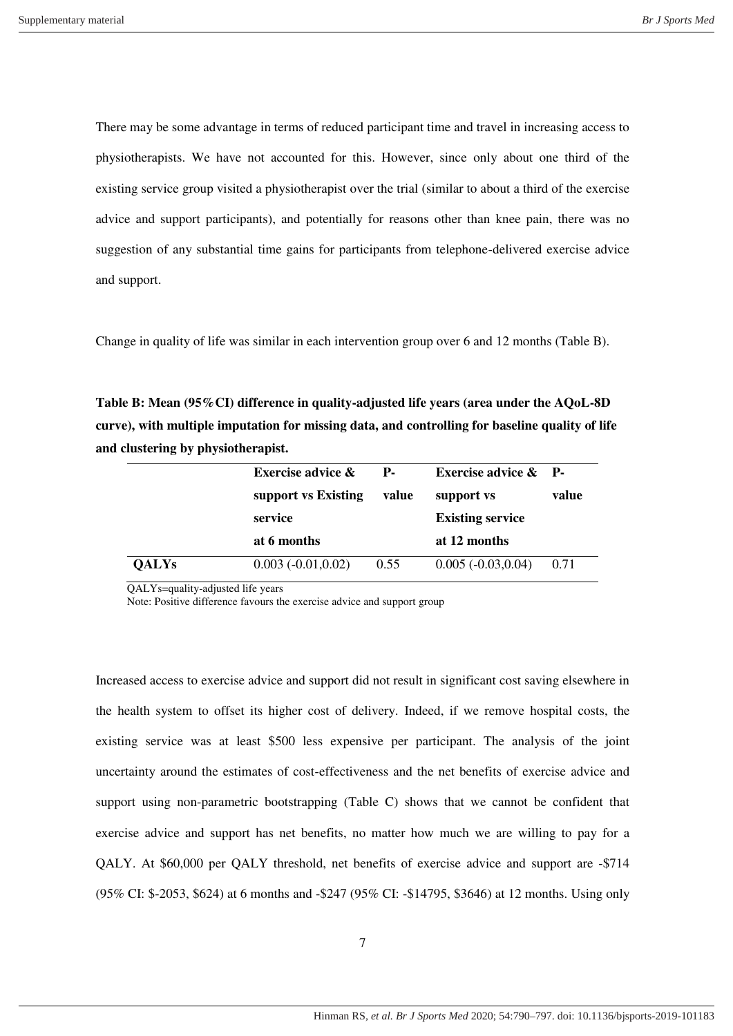There may be some advantage in terms of reduced participant time and travel in increasing access to physiotherapists. We have not accounted for this. However, since only about one third of the existing service group visited a physiotherapist over the trial (similar to about a third of the exercise advice and support participants), and potentially for reasons other than knee pain, there was no suggestion of any substantial time gains for participants from telephone-delivered exercise advice and support.

Change in quality of life was similar in each intervention group over 6 and 12 months (Table B).

**Table B: Mean (95%CI) difference in quality-adjusted life years (area under the AQoL-8D curve), with multiple imputation for missing data, and controlling for baseline quality of life and clustering by physiotherapist.**

| | Exercise advice & support vs Existing service at 6 months | P-value | Exercise advice & support vs Existing service at 12 months | P-value |
|---|---|---|---|---|
| **QALYs** | 0.003 (-0.01,0.02) | 0.55 | 0.005 (-0.03,0.04) | 0.71 |

QALYs=quality-adjusted life years
Note: Positive difference favours the exercise advice and support group

Increased access to exercise advice and support did not result in significant cost saving elsewhere in the health system to offset its higher cost of delivery. Indeed, if we remove hospital costs, the existing service was at least $500 less expensive per participant. The analysis of the joint uncertainty around the estimates of cost-effectiveness and the net benefits of exercise advice and support using non-parametric bootstrapping (Table C) shows that we cannot be confident that exercise advice and support has net benefits, no matter how much we are willing to pay for a QALY. At $60,000 per QALY threshold, net benefits of exercise advice and support are -$714 (95% CI: $-2053, $624) at 6 months and -$247 (95% CI: -$14795, $3646) at 12 months. Using only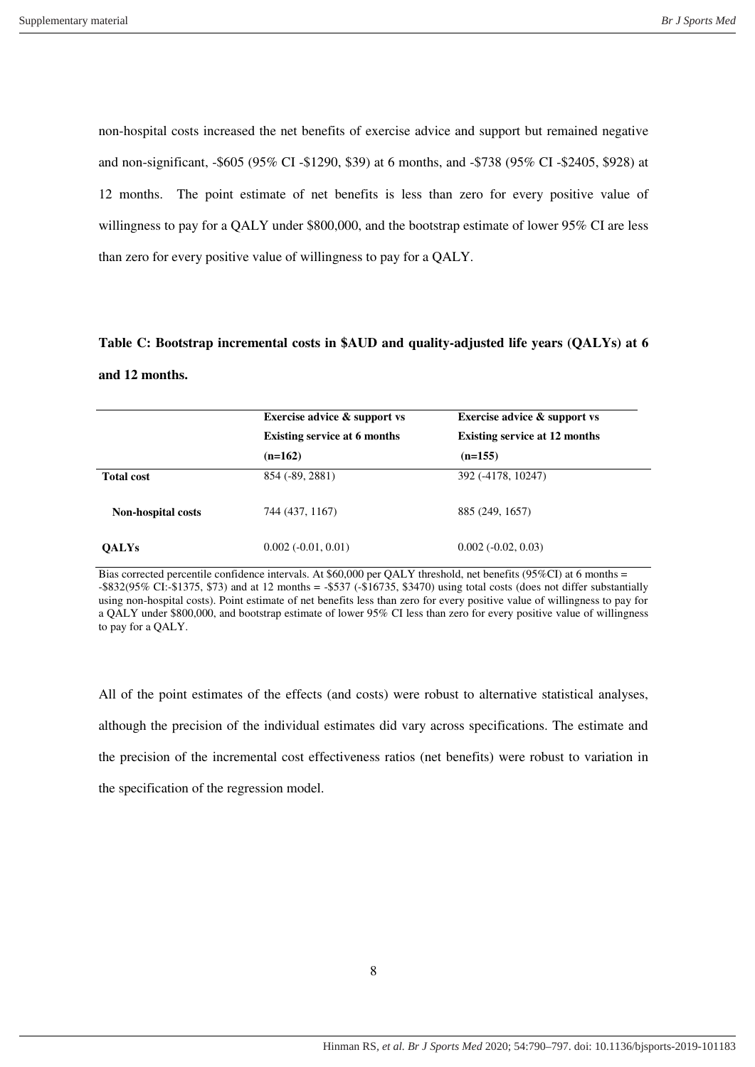non-hospital costs increased the net benefits of exercise advice and support but remained negative and non-significant, -$605 (95% CI -$1290, $39) at 6 months, and -$738 (95% CI -$2405, $928) at 12 months. The point estimate of net benefits is less than zero for every positive value of willingness to pay for a QALY under $800,000, and the bootstrap estimate of lower 95% CI are less than zero for every positive value of willingness to pay for a QALY.

**Table C: Bootstrap incremental costs in $AUD and quality-adjusted life years (QALYs) at 6 and 12 months.**

| | **Exercise advice & support vs Existing service at 6 months (n=162)** | **Exercise advice & support vs Existing service at 12 months (n=155)** |
|---|---|---|
| **Total cost** | 854 (-89, 2881) | 392 (-4178, 10247) |
| **Non-hospital costs** | 744 (437, 1167) | 885 (249, 1657) |
| **QALYs** | 0.002 (-0.01, 0.01) | 0.002 (-0.02, 0.03) |

Bias corrected percentile confidence intervals. At $60,000 per QALY threshold, net benefits (95%CI) at 6 months = -$832(95% CI:-$1375, $73) and at 12 months = -$537 (-$16735, $3470) using total costs (does not differ substantially using non-hospital costs). Point estimate of net benefits less than zero for every positive value of willingness to pay for a QALY under $800,000, and bootstrap estimate of lower 95% CI less than zero for every positive value of willingness to pay for a QALY.

All of the point estimates of the effects (and costs) were robust to alternative statistical analyses, although the precision of the individual estimates did vary across specifications. The estimate and the precision of the incremental cost effectiveness ratios (net benefits) were robust to variation in the specification of the regression model.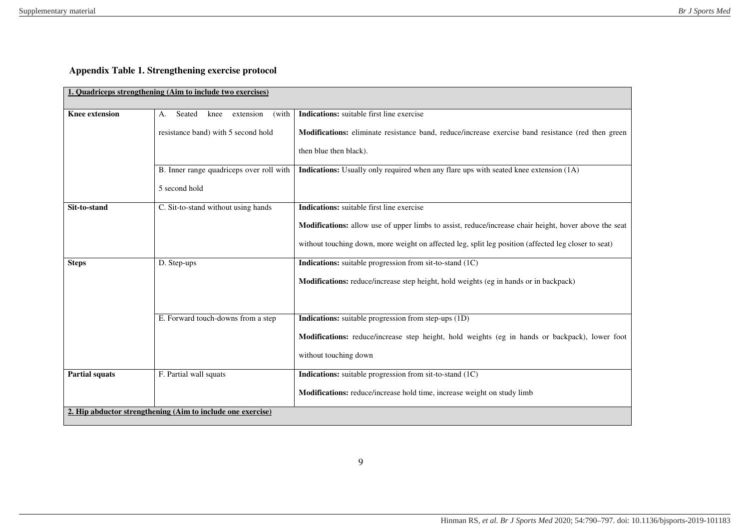**Appendix Table 1. Strengthening exercise protocol**

| **1. Quadriceps strengthening (Aim to include two exercises)** | | |
|---|---|---|
| **Knee extension** | A. Seated knee extension (with resistance band) with 5 second hold | **Indications:** suitable first line exercise<br>**Modifications:** eliminate resistance band, reduce/increase exercise band resistance (red then green then blue then black). |
| | B. Inner range quadriceps over roll with 5 second hold | **Indications:** Usually only required when any flare ups with seated knee extension (1A) |
| **Sit-to-stand** | C. Sit-to-stand without using hands | **Indications:** suitable first line exercise<br>**Modifications:** allow use of upper limbs to assist, reduce/increase chair height, hover above the seat without touching down, more weight on affected leg, split leg position (affected leg closer to seat) |
| **Steps** | D. Step-ups | **Indications:** suitable progression from sit-to-stand (1C)<br>**Modifications:** reduce/increase step height, hold weights (eg in hands or in backpack) |
| | E. Forward touch-downs from a step | **Indications:** suitable progression from step-ups (1D)<br>**Modifications:** reduce/increase step height, hold weights (eg in hands or backpack), lower foot without touching down |
| **Partial squats** | F. Partial wall squats | **Indications:** suitable progression from sit-to-stand (1C)<br>**Modifications:** reduce/increase hold time, increase weight on study limb |
| **2. Hip abductor strengthening (Aim to include one exercise)** | | |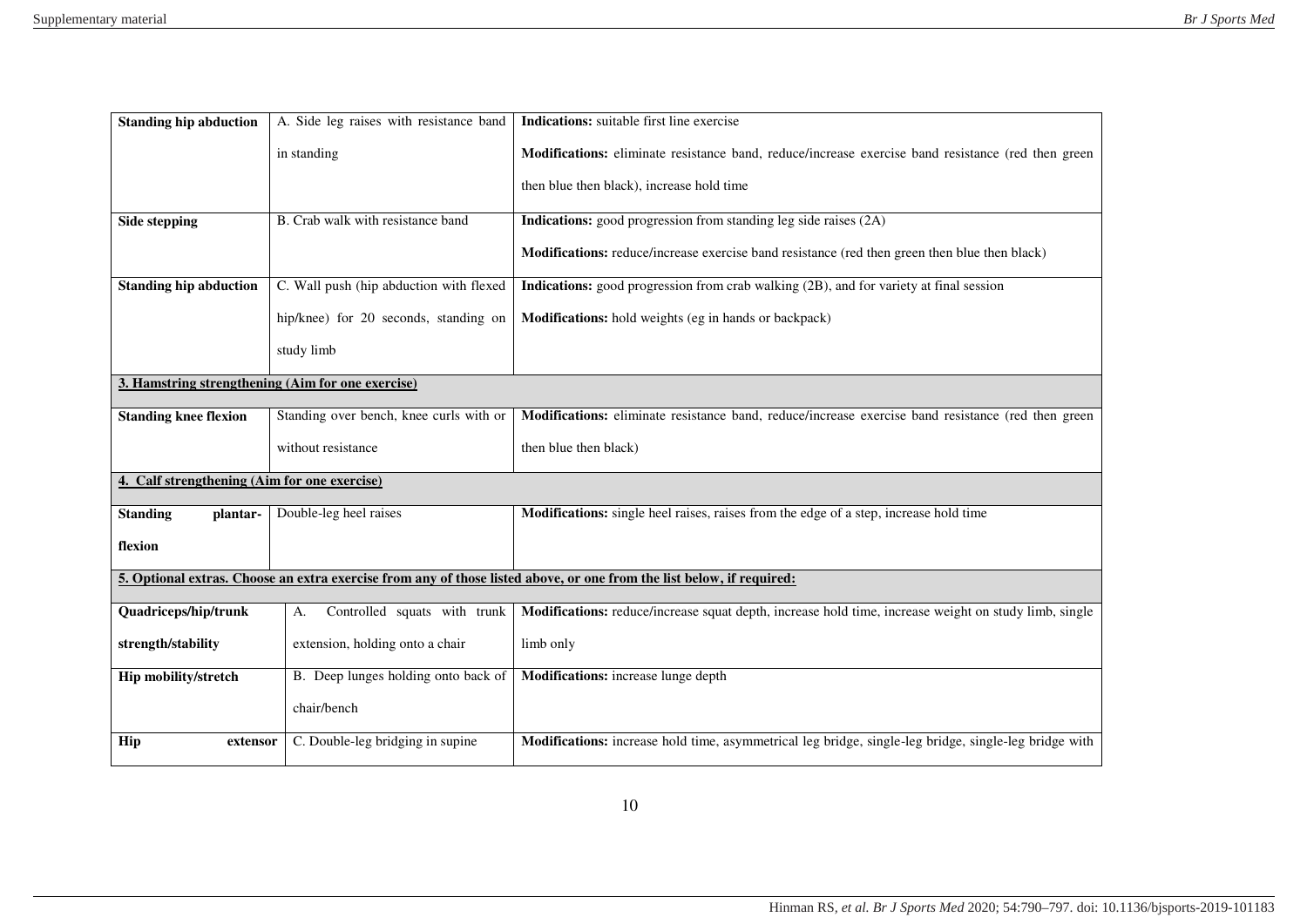| | | |
|---|---|---|
| **Standing hip abduction** | A. Side leg raises with resistance band in standing | **Indications:** suitable first line exercise<br>**Modifications:** eliminate resistance band, reduce/increase exercise band resistance (red then green then blue then black), increase hold time |
| **Side stepping** | B. Crab walk with resistance band | **Indications:** good progression from standing leg side raises (2A)<br>**Modifications:** reduce/increase exercise band resistance (red then green then blue then black) |
| **Standing hip abduction** | C. Wall push (hip abduction with flexed hip/knee) for 20 seconds, standing on study limb | **Indications:** good progression from crab walking (2B), and for variety at final session<br>**Modifications:** hold weights (eg in hands or backpack) |
| **3. Hamstring strengthening (Aim for one exercise)** | | |
| **Standing knee flexion** | Standing over bench, knee curls with or without resistance | **Modifications:** eliminate resistance band, reduce/increase exercise band resistance (red then green then blue then black) |
| **4. Calf strengthening (Aim for one exercise)** | | |
| **Standing plantar-flexion** | Double-leg heel raises | **Modifications:** single heel raises, raises from the edge of a step, increase hold time |
| **5. Optional extras. Choose an extra exercise from any of those listed above, or one from the list below, if required:** | | |
| **Quadriceps/hip/trunk strength/stability** | A. Controlled squats with trunk extension, holding onto a chair | **Modifications:** reduce/increase squat depth, increase hold time, increase weight on study limb, single limb only |
| **Hip mobility/stretch** | B. Deep lunges holding onto back of chair/bench | **Modifications:** increase lunge depth |
| **Hip extensor** | C. Double-leg bridging in supine | **Modifications:** increase hold time, asymmetrical leg bridge, single-leg bridge, single-leg bridge with |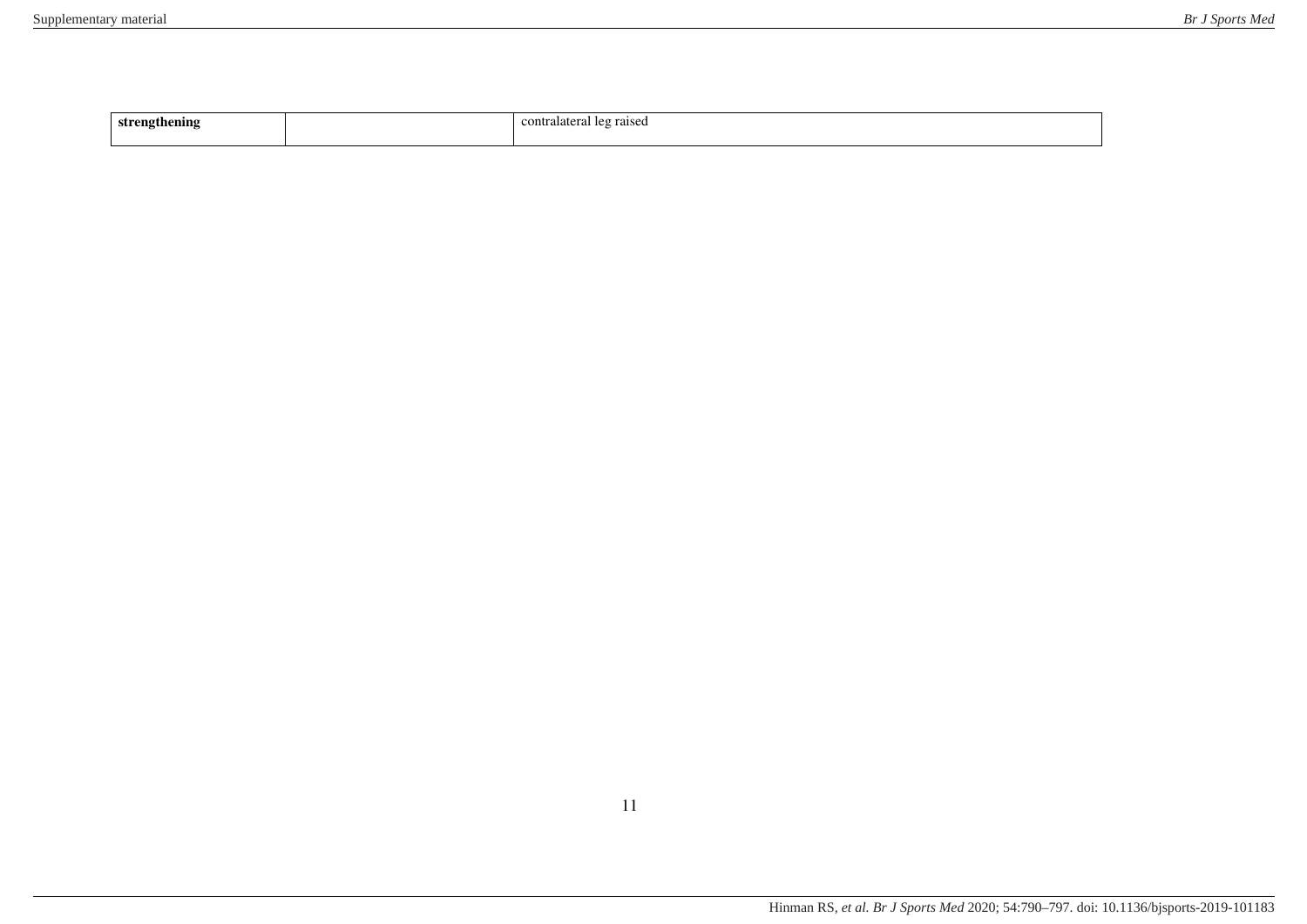| | | |
|---|---|---|
| **strengthening** | | contralateral leg raised |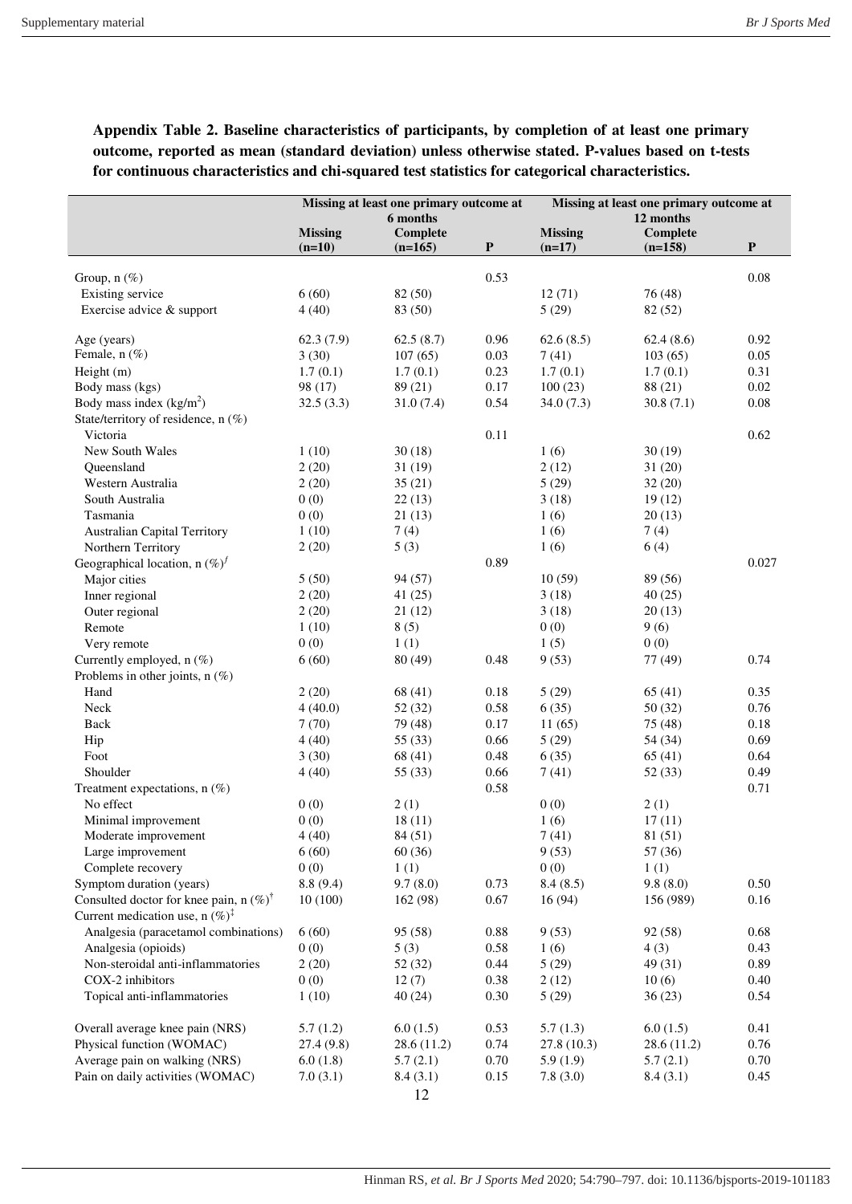**Appendix Table 2. Baseline characteristics of participants, by completion of at least one primary outcome, reported as mean (standard deviation) unless otherwise stated. P-values based on t-tests for continuous characteristics and chi-squared test statistics for categorical characteristics.**

| | Missing at least one primary outcome at 6 months | | | Missing at least one primary outcome at 12 months | | |
|---|---|---|---|---|---|---|
| | Missing (n=10) | Complete (n=165) | P | Missing (n=17) | Complete (n=158) | P |
| Group, n (%) | | | 0.53 | | | 0.08 |
| Existing service | 6 (60) | 82 (50) | | 12 (71) | 76 (48) | |
| Exercise advice & support | 4 (40) | 83 (50) | | 5 (29) | 82 (52) | |
| Age (years) | 62.3 (7.9) | 62.5 (8.7) | 0.96 | 62.6 (8.5) | 62.4 (8.6) | 0.92 |
| Female, n (%) | 3 (30) | 107 (65) | 0.03 | 7 (41) | 103 (65) | 0.05 |
| Height (m) | 1.7 (0.1) | 1.7 (0.1) | 0.23 | 1.7 (0.1) | 1.7 (0.1) | 0.31 |
| Body mass (kgs) | 98 (17) | 89 (21) | 0.17 | 100 (23) | 88 (21) | 0.02 |
| Body mass index (kg/m$^2$) | 32.5 (3.3) | 31.0 (7.4) | 0.54 | 34.0 (7.3) | 30.8 (7.1) | 0.08 |
| State/territory of residence, n (%) | | | | | | |
| Victoria | | | 0.11 | | | 0.62 |
| New South Wales | 1 (10) | 30 (18) | | 1 (6) | 30 (19) | |
| Queensland | 2 (20) | 31 (19) | | 2 (12) | 31 (20) | |
| Western Australia | 2 (20) | 35 (21) | | 5 (29) | 32 (20) | |
| South Australia | 0 (0) | 22 (13) | | 3 (18) | 19 (12) | |
| Tasmania | 0 (0) | 21 (13) | | 1 (6) | 20 (13) | |
| Australian Capital Territory | 1 (10) | 7 (4) | | 1 (6) | 7 (4) | |
| Northern Territory | 2 (20) | 5 (3) | | 1 (6) | 6 (4) | |
| Geographical location, n (%)[f] | | | 0.89 | | | 0.027 |
| Major cities | 5 (50) | 94 (57) | | 10 (59) | 89 (56) | |
| Inner regional | 2 (20) | 41 (25) | | 3 (18) | 40 (25) | |
| Outer regional | 2 (20) | 21 (12) | | 3 (18) | 20 (13) | |
| Remote | 1 (10) | 8 (5) | | 0 (0) | 9 (6) | |
| Very remote | 0 (0) | 1 (1) | | 1 (5) | 0 (0) | |
| Currently employed, n (%) | 6 (60) | 80 (49) | 0.48 | 9 (53) | 77 (49) | 0.74 |
| Problems in other joints, n (%) | | | | | | |
| Hand | 2 (20) | 68 (41) | 0.18 | 5 (29) | 65 (41) | 0.35 |
| Neck | 4 (40.0) | 52 (32) | 0.58 | 6 (35) | 50 (32) | 0.76 |
| Back | 7 (70) | 79 (48) | 0.17 | 11 (65) | 75 (48) | 0.18 |
| Hip | 4 (40) | 55 (33) | 0.66 | 5 (29) | 54 (34) | 0.69 |
| Foot | 3 (30) | 68 (41) | 0.48 | 6 (35) | 65 (41) | 0.64 |
| Shoulder | 4 (40) | 55 (33) | 0.66 | 7 (41) | 52 (33) | 0.49 |
| Treatment expectations, n (%) | | | 0.58 | | | 0.71 |
| No effect | 0 (0) | 2 (1) | | 0 (0) | 2 (1) | |
| Minimal improvement | 0 (0) | 18 (11) | | 1 (6) | 17 (11) | |
| Moderate improvement | 4 (40) | 84 (51) | | 7 (41) | 81 (51) | |
| Large improvement | 6 (60) | 60 (36) | | 9 (53) | 57 (36) | |
| Complete recovery | 0 (0) | 1 (1) | | 0 (0) | 1 (1) | |
| Symptom duration (years) | 8.8 (9.4) | 9.7 (8.0) | 0.73 | 8.4 (8.5) | 9.8 (8.0) | 0.50 |
| Consulted doctor for knee pain, n (%)[†] | 10 (100) | 162 (98) | 0.67 | 16 (94) | 156 (989) | 0.16 |
| Current medication use, n (%)[‡] | | | | | | |
| Analgesia (paracetamol combinations) | 6 (60) | 95 (58) | 0.88 | 9 (53) | 92 (58) | 0.68 |
| Analgesia (opioids) | 0 (0) | 5 (3) | 0.58 | 1 (6) | 4 (3) | 0.43 |
| Non-steroidal anti-inflammatories | 2 (20) | 52 (32) | 0.44 | 5 (29) | 49 (31) | 0.89 |
| COX-2 inhibitors | 0 (0) | 12 (7) | 0.38 | 2 (12) | 10 (6) | 0.40 |
| Topical anti-inflammatories | 1 (10) | 40 (24) | 0.30 | 5 (29) | 36 (23) | 0.54 |
| Overall average knee pain (NRS) | 5.7 (1.2) | 6.0 (1.5) | 0.53 | 5.7 (1.3) | 6.0 (1.5) | 0.41 |
| Physical function (WOMAC) | 27.4 (9.8) | 28.6 (11.2) | 0.74 | 27.8 (10.3) | 28.6 (11.2) | 0.76 |
| Average pain on walking (NRS) | 6.0 (1.8) | 5.7 (2.1) | 0.70 | 5.9 (1.9) | 5.7 (2.1) | 0.70 |
| Pain on daily activities (WOMAC) | 7.0 (3.1) | 8.4 (3.1) | 0.15 | 7.8 (3.0) | 8.4 (3.1) | 0.45 |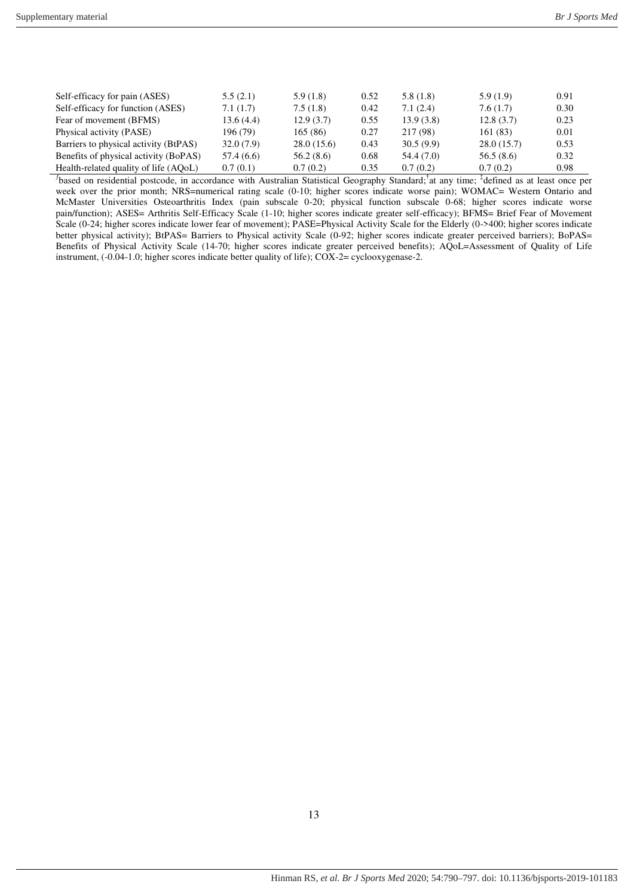| | | | | | | |
|---|---|---|---|---|---|---|
| Self-efficacy for pain (ASES) | 5.5 (2.1) | 5.9 (1.8) | 0.52 | 5.8 (1.8) | 5.9 (1.9) | 0.91 |
| Self-efficacy for function (ASES) | 7.1 (1.7) | 7.5 (1.8) | 0.42 | 7.1 (2.4) | 7.6 (1.7) | 0.30 |
| Fear of movement (BFMS) | 13.6 (4.4) | 12.9 (3.7) | 0.55 | 13.9 (3.8) | 12.8 (3.7) | 0.23 |
| Physical activity (PASE) | 196 (79) | 165 (86) | 0.27 | 217 (98) | 161 (83) | 0.01 |
| Barriers to physical activity (BtPAS) | 32.0 (7.9) | 28.0 (15.6) | 0.43 | 30.5 (9.9) | 28.0 (15.7) | 0.53 |
| Benefits of physical activity (BoPAS) | 57.4 (6.6) | 56.2 (8.6) | 0.68 | 54.4 (7.0) | 56.5 (8.6) | 0.32 |
| Health-related quality of life (AQoL) | 0.7 (0.1) | 0.7 (0.2) | 0.35 | 0.7 (0.2) | 0.7 (0.2) | 0.98 |

[J]based on residential postcode, in accordance with Australian Statistical Geography Standard; [†]at any time; [‡]defined as at least once per week over the prior month; NRS=numerical rating scale (0-10; higher scores indicate worse pain); WOMAC= Western Ontario and McMaster Universities Osteoarthritis Index (pain subscale 0-20; physical function subscale 0-68; higher scores indicate worse pain/function); ASES= Arthritis Self-Efficacy Scale (1-10; higher scores indicate greater self-efficacy); BFMS= Brief Fear of Movement Scale (0-24; higher scores indicate lower fear of movement); PASE=Physical Activity Scale for the Elderly (0->400; higher scores indicate better physical activity); BtPAS= Barriers to Physical activity Scale (0-92; higher scores indicate greater perceived barriers); BoPAS= Benefits of Physical Activity Scale (14-70; higher scores indicate greater perceived benefits); AQoL=Assessment of Quality of Life instrument, (-0.04-1.0; higher scores indicate better quality of life); COX-2= cyclooxygenase-2.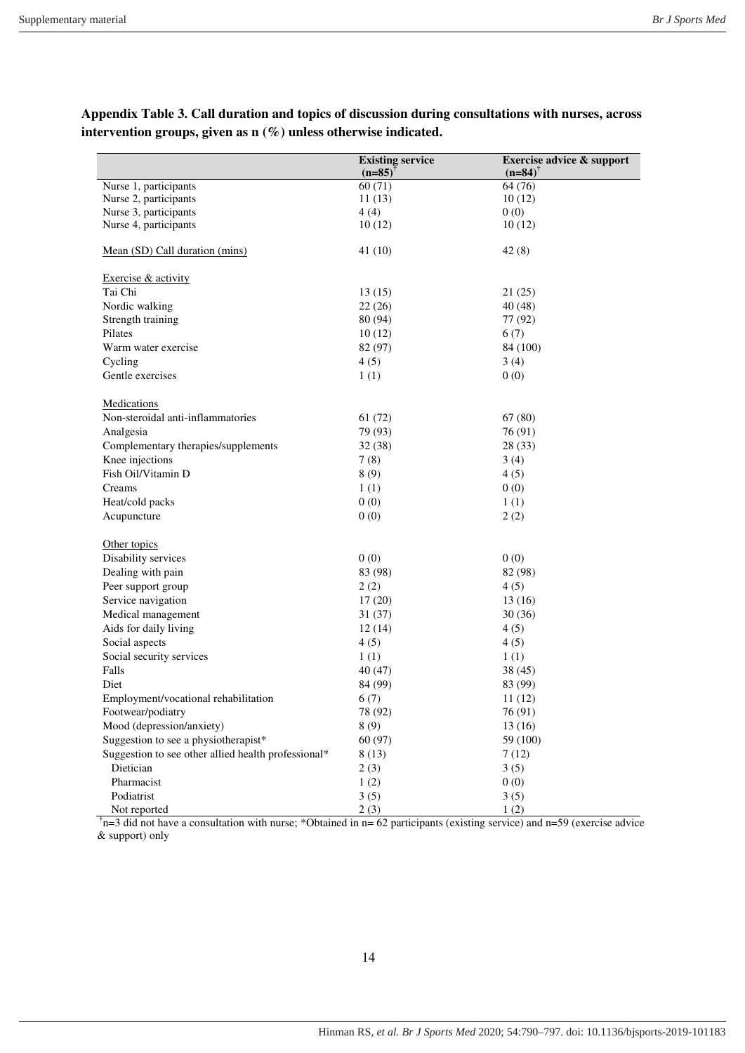**Appendix Table 3. Call duration and topics of discussion during consultations with nurses, across intervention groups, given as n (%) unless otherwise indicated.**

| | Existing service (n=85)[†] | Exercise advice & support (n=84)[†] |
|---|---|---|
| Nurse 1, participants | 60 (71) | 64 (76) |
| Nurse 2, participants | 11 (13) | 10 (12) |
| Nurse 3, participants | 4 (4) | 0 (0) |
| Nurse 4, participants | 10 (12) | 10 (12) |
| Mean (SD) Call duration (mins) | 41 (10) | 42 (8) |
| Exercise & activity | | |
| Tai Chi | 13 (15) | 21 (25) |
| Nordic walking | 22 (26) | 40 (48) |
| Strength training | 80 (94) | 77 (92) |
| Pilates | 10 (12) | 6 (7) |
| Warm water exercise | 82 (97) | 84 (100) |
| Cycling | 4 (5) | 3 (4) |
| Gentle exercises | 1 (1) | 0 (0) |
| Medications | | |
| Non-steroidal anti-inflammatories | 61 (72) | 67 (80) |
| Analgesia | 79 (93) | 76 (91) |
| Complementary therapies/supplements | 32 (38) | 28 (33) |
| Knee injections | 7 (8) | 3 (4) |
| Fish Oil/Vitamin D | 8 (9) | 4 (5) |
| Creams | 1 (1) | 0 (0) |
| Heat/cold packs | 0 (0) | 1 (1) |
| Acupuncture | 0 (0) | 2 (2) |
| Other topics | | |
| Disability services | 0 (0) | 0 (0) |
| Dealing with pain | 83 (98) | 82 (98) |
| Peer support group | 2 (2) | 4 (5) |
| Service navigation | 17 (20) | 13 (16) |
| Medical management | 31 (37) | 30 (36) |
| Aids for daily living | 12 (14) | 4 (5) |
| Social aspects | 4 (5) | 4 (5) |
| Social security services | 1 (1) | 1 (1) |
| Falls | 40 (47) | 38 (45) |
| Diet | 84 (99) | 83 (99) |
| Employment/vocational rehabilitation | 6 (7) | 11 (12) |
| Footwear/podiatry | 78 (92) | 76 (91) |
| Mood (depression/anxiety) | 8 (9) | 13 (16) |
| Suggestion to see a physiotherapist* | 60 (97) | 59 (100) |
| Suggestion to see other allied health professional* | 8 (13) | 7 (12) |
| Dietician | 2 (3) | 3 (5) |
| Pharmacist | 1 (2) | 0 (0) |
| Podiatrist | 3 (5) | 3 (5) |
| Not reported | 2 (3) | 1 (2) |

[†]n=3 did not have a consultation with nurse; *Obtained in n= 62 participants (existing service) and n=59 (exercise advice & support) only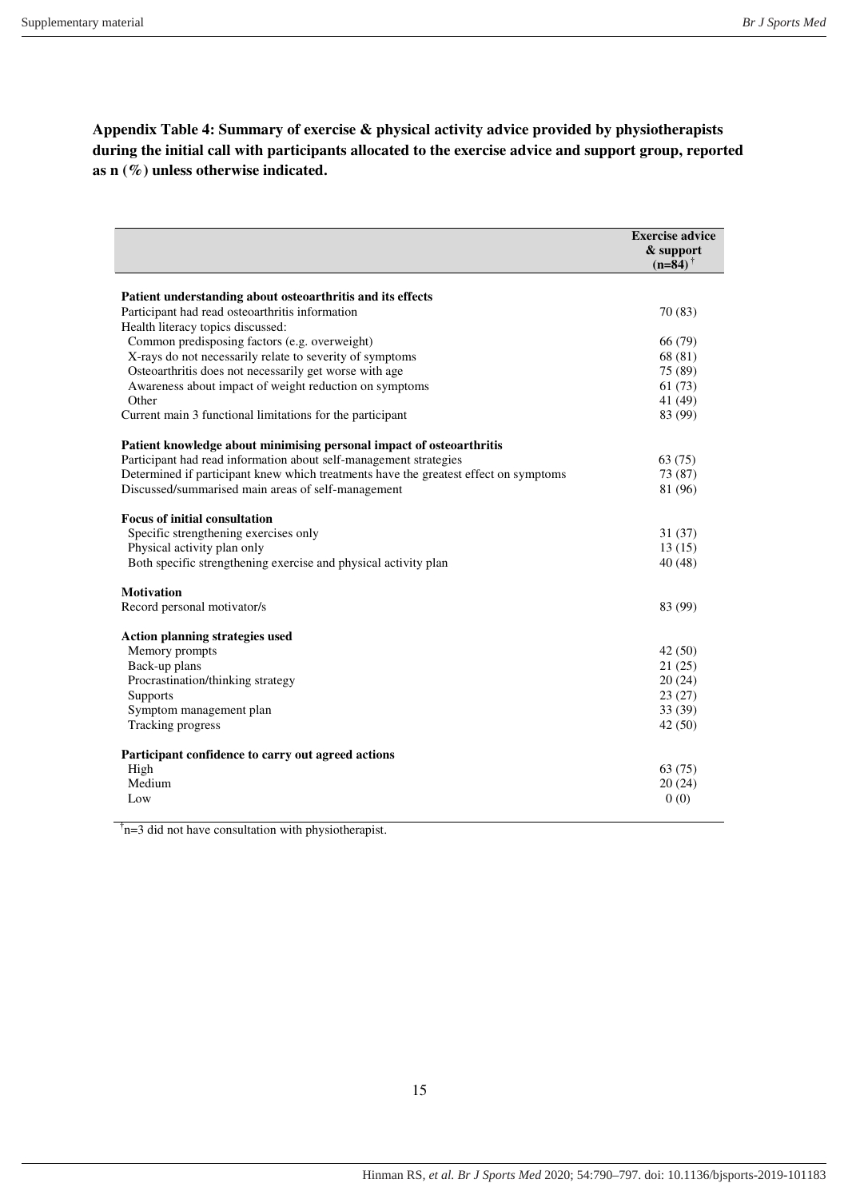**Appendix Table 4: Summary of exercise & physical activity advice provided by physiotherapists during the initial call with participants allocated to the exercise advice and support group, reported as n (%) unless otherwise indicated.**

| | Exercise advice & support (n=84) [†] |
|---|---|
| **Patient understanding about osteoarthritis and its effects** | |
| Participant had read osteoarthritis information | 70 (83) |
| Health literacy topics discussed: | |
| Common predisposing factors (e.g. overweight) | 66 (79) |
| X-rays do not necessarily relate to severity of symptoms | 68 (81) |
| Osteoarthritis does not necessarily get worse with age | 75 (89) |
| Awareness about impact of weight reduction on symptoms | 61 (73) |
| Other | 41 (49) |
| Current main 3 functional limitations for the participant | 83 (99) |
| **Patient knowledge about minimising personal impact of osteoarthritis** | |
| Participant had read information about self-management strategies | 63 (75) |
| Determined if participant knew which treatments have the greatest effect on symptoms | 73 (87) |
| Discussed/summarised main areas of self-management | 81 (96) |
| **Focus of initial consultation** | |
| Specific strengthening exercises only | 31 (37) |
| Physical activity plan only | 13 (15) |
| Both specific strengthening exercise and physical activity plan | 40 (48) |
| **Motivation** | |
| Record personal motivator/s | 83 (99) |
| **Action planning strategies used** | |
| Memory prompts | 42 (50) |
| Back-up plans | 21 (25) |
| Procrastination/thinking strategy | 20 (24) |
| Supports | 23 (27) |
| Symptom management plan | 33 (39) |
| Tracking progress | 42 (50) |
| **Participant confidence to carry out agreed actions** | |
| High | 63 (75) |
| Medium | 20 (24) |
| Low | 0 (0) |

[†] n=3 did not have consultation with physiotherapist.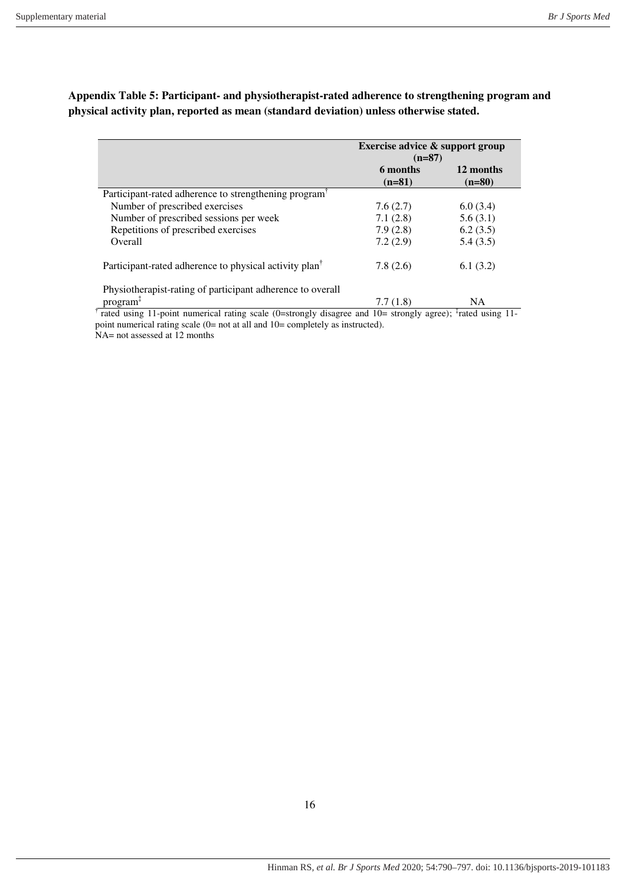**Appendix Table 5: Participant- and physiotherapist-rated adherence to strengthening program and physical activity plan, reported as mean (standard deviation) unless otherwise stated.**

| | Exercise advice & support group (n=87) | |
|---|---|---|
| | **6 months (n=81)** | **12 months (n=80)** |
| Participant-rated adherence to strengthening program[†] | | |
| Number of prescribed exercises | 7.6 (2.7) | 6.0 (3.4) |
| Number of prescribed sessions per week | 7.1 (2.8) | 5.6 (3.1) |
| Repetitions of prescribed exercises | 7.9 (2.8) | 6.2 (3.5) |
| Overall | 7.2 (2.9) | 5.4 (3.5) |
| Participant-rated adherence to physical activity plan[†] | 7.8 (2.6) | 6.1 (3.2) |
| Physiotherapist-rating of participant adherence to overall program[‡] | 7.7 (1.8) | NA |

[†] rated using 11-point numerical rating scale (0=strongly disagree and 10= strongly agree); [‡]rated using 11-point numerical rating scale (0= not at all and 10= completely as instructed).
NA= not assessed at 12 months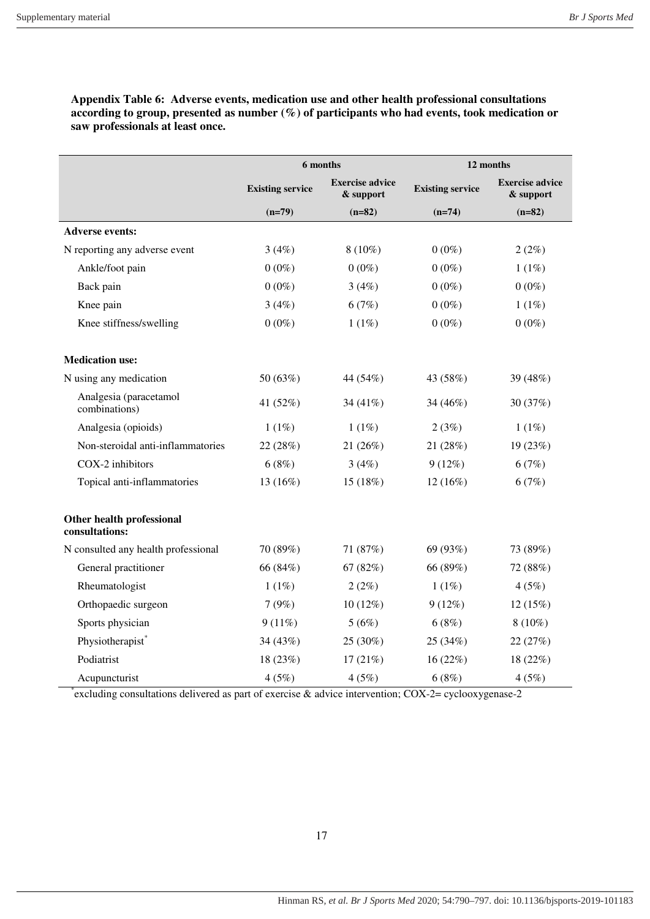**Appendix Table 6: Adverse events, medication use and other health professional consultations according to group, presented as number (%) of participants who had events, took medication or saw professionals at least once.**

| | 6 months | | 12 months | |
|---|---|---|---|---|
| | **Existing service** | **Exercise advice & support** | **Existing service** | **Exercise advice & support** |
| | **(n=79)** | **(n=82)** | **(n=74)** | **(n=82)** |
| **Adverse events:** | | | | |
| N reporting any adverse event | 3 (4%) | 8 (10%) | 0 (0%) | 2 (2%) |
| Ankle/foot pain | 0 (0%) | 0 (0%) | 0 (0%) | 1 (1%) |
| Back pain | 0 (0%) | 3 (4%) | 0 (0%) | 0 (0%) |
| Knee pain | 3 (4%) | 6 (7%) | 0 (0%) | 1 (1%) |
| Knee stiffness/swelling | 0 (0%) | 1 (1%) | 0 (0%) | 0 (0%) |
| **Medication use:** | | | | |
| N using any medication | 50 (63%) | 44 (54%) | 43 (58%) | 39 (48%) |
| Analgesia (paracetamol combinations) | 41 (52%) | 34 (41%) | 34 (46%) | 30 (37%) |
| Analgesia (opioids) | 1 (1%) | 1 (1%) | 2 (3%) | 1 (1%) |
| Non-steroidal anti-inflammatories | 22 (28%) | 21 (26%) | 21 (28%) | 19 (23%) |
| COX-2 inhibitors | 6 (8%) | 3 (4%) | 9 (12%) | 6 (7%) |
| Topical anti-inflammatories | 13 (16%) | 15 (18%) | 12 (16%) | 6 (7%) |
| **Other health professional consultations:** | | | | |
| N consulted any health professional | 70 (89%) | 71 (87%) | 69 (93%) | 73 (89%) |
| General practitioner | 66 (84%) | 67 (82%) | 66 (89%) | 72 (88%) |
| Rheumatologist | 1 (1%) | 2 (2%) | 1 (1%) | 4 (5%) |
| Orthopaedic surgeon | 7 (9%) | 10 (12%) | 9 (12%) | 12 (15%) |
| Sports physician | 9 (11%) | 5 (6%) | 6 (8%) | 8 (10%) |
| Physiotherapist* | 34 (43%) | 25 (30%) | 25 (34%) | 22 (27%) |
| Podiatrist | 18 (23%) | 17 (21%) | 16 (22%) | 18 (22%) |
| Acupuncturist | 4 (5%) | 4 (5%) | 6 (8%) | 4 (5%) |

*excluding consultations delivered as part of exercise & advice intervention; COX-2= cyclooxygenase-2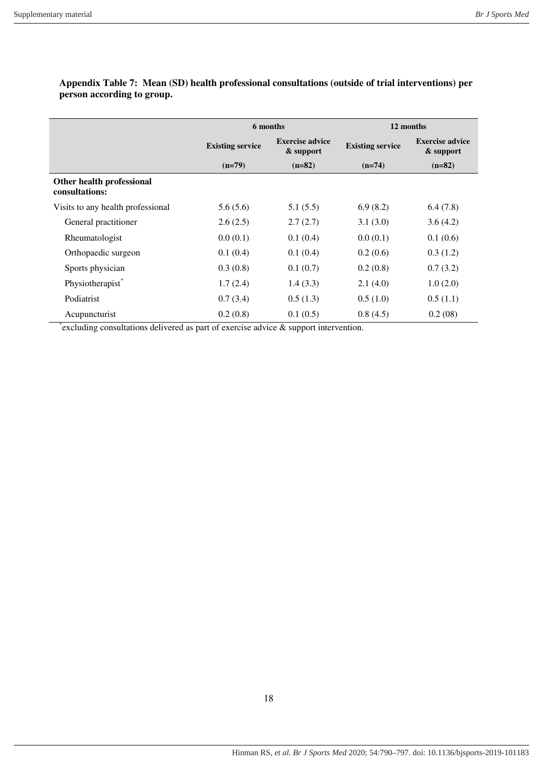**Appendix Table 7: Mean (SD) health professional consultations (outside of trial interventions) per person according to group.**

| | 6 months | | 12 months | |
|---|---|---|---|---|
| | Existing service | Exercise advice & support | Existing service | Exercise advice & support |
| | (n=79) | (n=82) | (n=74) | (n=82) |
| **Other health professional consultations:** | | | | |
| Visits to any health professional | 5.6 (5.6) | 5.1 (5.5) | 6.9 (8.2) | 6.4 (7.8) |
| General practitioner | 2.6 (2.5) | 2.7 (2.7) | 3.1 (3.0) | 3.6 (4.2) |
| Rheumatologist | 0.0 (0.1) | 0.1 (0.4) | 0.0 (0.1) | 0.1 (0.6) |
| Orthopaedic surgeon | 0.1 (0.4) | 0.1 (0.4) | 0.2 (0.6) | 0.3 (1.2) |
| Sports physician | 0.3 (0.8) | 0.1 (0.7) | 0.2 (0.8) | 0.7 (3.2) |
| Physiotherapist* | 1.7 (2.4) | 1.4 (3.3) | 2.1 (4.0) | 1.0 (2.0) |
| Podiatrist | 0.7 (3.4) | 0.5 (1.3) | 0.5 (1.0) | 0.5 (1.1) |
| Acupuncturist | 0.2 (0.8) | 0.1 (0.5) | 0.8 (4.5) | 0.2 (08) |

*excluding consultations delivered as part of exercise advice & support intervention.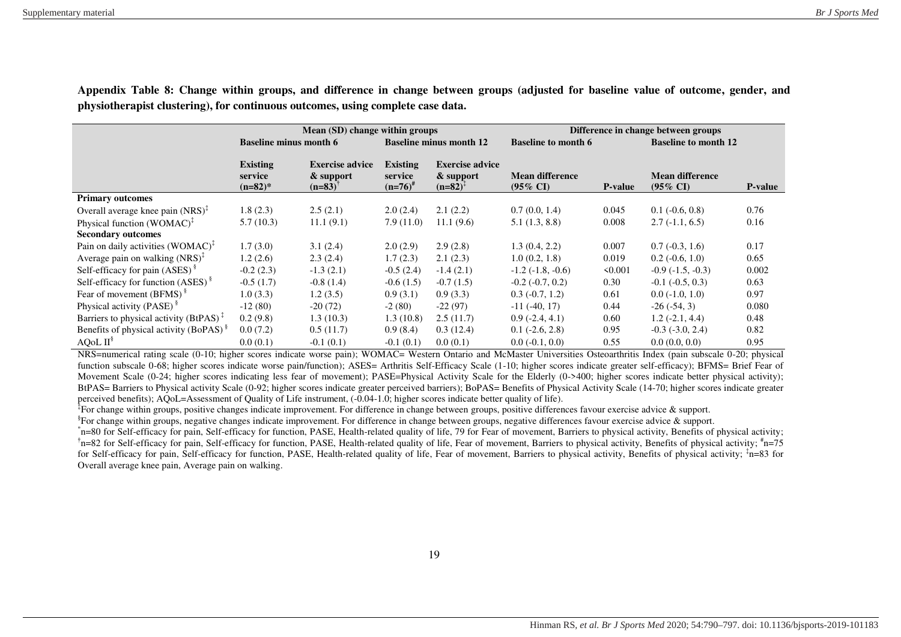**Appendix Table 8: Change within groups, and difference in change between groups (adjusted for baseline value of outcome, gender, and physiotherapist clustering), for continuous outcomes, using complete case data.**

| | Mean (SD) change within groups | | | | Difference in change between groups | | | |
|---|---|---|---|---|---|---|---|---|
| | Baseline minus month 6 | | Baseline minus month 12 | | Baseline to month 6 | | Baseline to month 12 | |
| | Existing service (n=82)* | Exercise advice & support (n=83)[†] | Existing service (n=76)[#] | Exercise advice & support (n=82)[‡] | Mean difference (95% CI) | P-value | Mean difference (95% CI) | P-value |
| **Primary outcomes** | | | | | | | | |
| Overall average knee pain (NRS)[‡] | 1.8 (2.3) | 2.5 (2.1) | 2.0 (2.4) | 2.1 (2.2) | 0.7 (0.0, 1.4) | 0.045 | 0.1 (-0.6, 0.8) | 0.76 |
| Physical function (WOMAC)[‡] | 5.7 (10.3) | 11.1 (9.1) | 7.9 (11.0) | 11.1 (9.6) | 5.1 (1.3, 8.8) | 0.008 | 2.7 (-1.1, 6.5) | 0.16 |
| **Secondary outcomes** | | | | | | | | |
| Pain on daily activities (WOMAC)[‡] | 1.7 (3.0) | 3.1 (2.4) | 2.0 (2.9) | 2.9 (2.8) | 1.3 (0.4, 2.2) | 0.007 | 0.7 (-0.3, 1.6) | 0.17 |
| Average pain on walking (NRS)[‡] | 1.2 (2.6) | 2.3 (2.4) | 1.7 (2.3) | 2.1 (2.3) | 1.0 (0.2, 1.8) | 0.019 | 0.2 (-0.6, 1.0) | 0.65 |
| Self-efficacy for pain (ASES)[§] | -0.2 (2.3) | -1.3 (2.1) | -0.5 (2.4) | -1.4 (2.1) | -1.2 (-1.8, -0.6) | <0.001 | -0.9 (-1.5, -0.3) | 0.002 |
| Self-efficacy for function (ASES)[§] | -0.5 (1.7) | -0.8 (1.4) | -0.6 (1.5) | -0.7 (1.5) | -0.2 (-0.7, 0.2) | 0.30 | -0.1 (-0.5, 0.3) | 0.63 |
| Fear of movement (BFMS)[§] | 1.0 (3.3) | 1.2 (3.5) | 0.9 (3.1) | 0.9 (3.3) | 0.3 (-0.7, 1.2) | 0.61 | 0.0 (-1.0, 1.0) | 0.97 |
| Physical activity (PASE)[§] | -12 (80) | -20 (72) | -2 (80) | -22 (97) | -11 (-40, 17) | 0.44 | -26 (-54, 3) | 0.080 |
| Barriers to physical activity (BtPAS)[‡] | 0.2 (9.8) | 1.3 (10.3) | 1.3 (10.8) | 2.5 (11.7) | 0.9 (-2.4, 4.1) | 0.60 | 1.2 (-2.1, 4.4) | 0.48 |
| Benefits of physical activity (BoPAS)[§] | 0.0 (7.2) | 0.5 (11.7) | 0.9 (8.4) | 0.3 (12.4) | 0.1 (-2.6, 2.8) | 0.95 | -0.3 (-3.0, 2.4) | 0.82 |
| AQoL II[§] | 0.0 (0.1) | -0.1 (0.1) | -0.1 (0.1) | 0.0 (0.1) | 0.0 (-0.1, 0.0) | 0.55 | 0.0 (0.0, 0.0) | 0.95 |

NRS=numerical rating scale (0-10; higher scores indicate worse pain); WOMAC= Western Ontario and McMaster Universities Osteoarthritis Index (pain subscale 0-20; physical function subscale 0-68; higher scores indicate worse pain/function); ASES= Arthritis Self-Efficacy Scale (1-10; higher scores indicate greater self-efficacy); BFMS= Brief Fear of Movement Scale (0-24; higher scores indicating less fear of movement); PASE=Physical Activity Scale for the Elderly (0->400; higher scores indicate better physical activity); BtPAS= Barriers to Physical activity Scale (0-92; higher scores indicate greater perceived barriers); BoPAS= Benefits of Physical Activity Scale (14-70; higher scores indicate greater perceived benefits); AQoL=Assessment of Quality of Life instrument, (-0.04-1.0; higher scores indicate better quality of life).

[‡]For change within groups, positive changes indicate improvement. For difference in change between groups, positive differences favour exercise advice & support.

[§]For change within groups, negative changes indicate improvement. For difference in change between groups, negative differences favour exercise advice & support.

[*]n=80 for Self-efficacy for pain, Self-efficacy for function, PASE, Health-related quality of life, 79 for Fear of movement, Barriers to physical activity, Benefits of physical activity; [†]n=82 for Self-efficacy for pain, Self-efficacy for function, PASE, Health-related quality of life, Fear of movement, Barriers to physical activity, Benefits of physical activity; [#]n=75 for Self-efficacy for pain, Self-efficacy for function, PASE, Health-related quality of life, Fear of movement, Barriers to physical activity, Benefits of physical activity; [‡]n=83 for Overall average knee pain, Average pain on walking.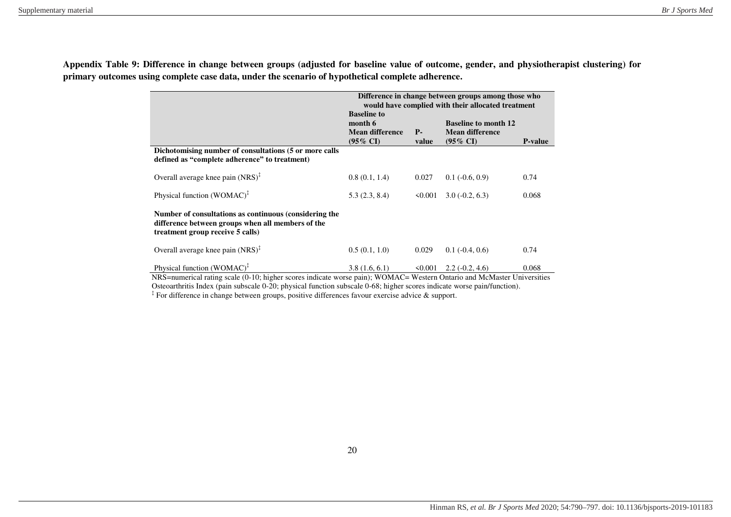**Appendix Table 9: Difference in change between groups (adjusted for baseline value of outcome, gender, and physiotherapist clustering) for primary outcomes using complete case data, under the scenario of hypothetical complete adherence.**

| | Difference in change between groups among those who would have complied with their allocated treatment | | | |
|---|---|---|---|---|
| | Baseline to month 6 | | Baseline to month 12 | |
| | Mean difference (95% CI) | P-value | Mean difference (95% CI) | P-value |
| **Dichotomising number of consultations (5 or more calls defined as "complete adherence" to treatment)** | | | | |
| Overall average knee pain (NRS)‡ | 0.8 (0.1, 1.4) | 0.027 | 0.1 (-0.6, 0.9) | 0.74 |
| Physical function (WOMAC)‡ | 5.3 (2.3, 8.4) | <0.001 | 3.0 (-0.2, 6.3) | 0.068 |
| **Number of consultations as continuous (considering the difference between groups when all members of the treatment group receive 5 calls)** | | | | |
| Overall average knee pain (NRS)‡ | 0.5 (0.1, 1.0) | 0.029 | 0.1 (-0.4, 0.6) | 0.74 |
| Physical function (WOMAC)‡ | 3.8 (1.6, 6.1) | <0.001 | 2.2 (-0.2, 4.6) | 0.068 |

NRS=numerical rating scale (0-10; higher scores indicate worse pain); WOMAC= Western Ontario and McMaster Universities Osteoarthritis Index (pain subscale 0-20; physical function subscale 0-68; higher scores indicate worse pain/function).

‡ For difference in change between groups, positive differences favour exercise advice & support.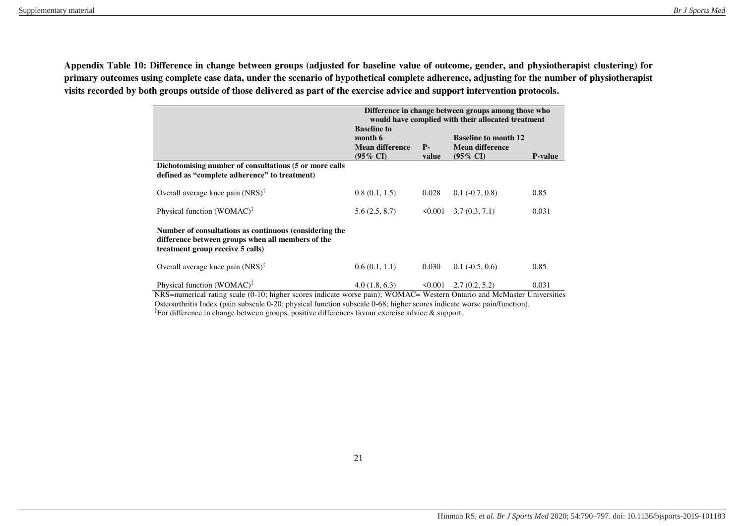**Appendix Table 10: Difference in change between groups (adjusted for baseline value of outcome, gender, and physiotherapist clustering) for primary outcomes using complete case data, under the scenario of hypothetical complete adherence, adjusting for the number of physiotherapist visits recorded by both groups outside of those delivered as part of the exercise advice and support intervention protocols.**

| | Difference in change between groups among those who would have complied with their allocated treatment | | | |
|---|---|---|---|---|
| | **Baseline to month 6 Mean difference (95% CI)** | **P-value** | **Baseline to month 12 Mean difference (95% CI)** | **P-value** |
| **Dichotomising number of consultations (5 or more calls defined as "complete adherence" to treatment)** | | | | |
| Overall average knee pain (NRS)[‡] | 0.8 (0.1, 1.5) | 0.028 | 0.1 (-0.7, 0.8) | 0.85 |
| Physical function (WOMAC)[‡] | 5.6 (2.5, 8.7) | <0.001 | 3.7 (0.3, 7.1) | 0.031 |
| **Number of consultations as continuous (considering the difference between groups when all members of the treatment group receive 5 calls)** | | | | |
| Overall average knee pain (NRS)[‡] | 0.6 (0.1, 1.1) | 0.030 | 0.1 (-0.5, 0.6) | 0.85 |
| Physical function (WOMAC)[‡] | 4.0 (1.8, 6.3) | <0.001 | 2.7 (0.2, 5.2) | 0.031 |

NRS=numerical rating scale (0-10; higher scores indicate worse pain); WOMAC= Western Ontario and McMaster Universities Osteoarthritis Index (pain subscale 0-20; physical function subscale 0-68; higher scores indicate worse pain/function).
[‡]For difference in change between groups, positive differences favour exercise advice & support.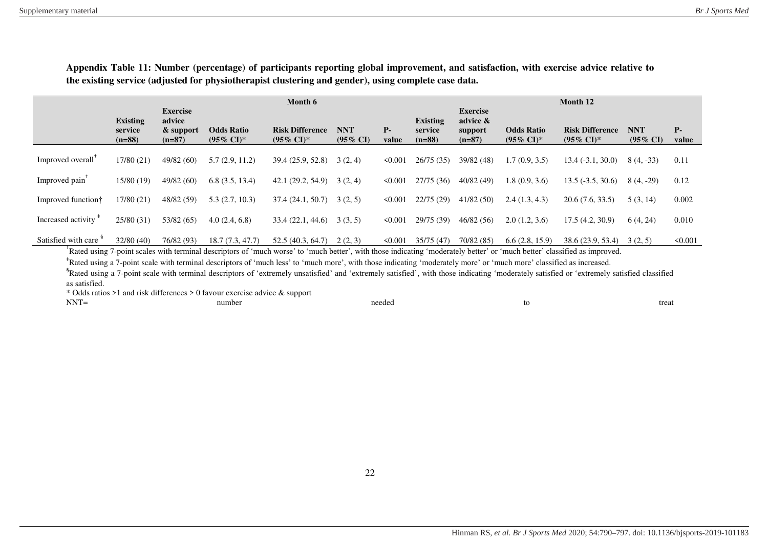**Appendix Table 11: Number (percentage) of participants reporting global improvement, and satisfaction, with exercise advice relative to the existing service (adjusted for physiotherapist clustering and gender), using complete case data.**

| | Month 6 | | | | | | Month 12 | | | | | |
|---|---|---|---|---|---|---|---|---|---|---|---|---|
| | Existing service (n=88) | Exercise advice & support (n=87) | Odds Ratio (95% CI)* | Risk Difference (95% CI)* | NNT (95% CI) | P-value | Existing service (n=88) | Exercise advice & support (n=87) | Odds Ratio (95% CI)* | Risk Difference (95% CI)* | NNT (95% CI) | P-value |
| Improved overall† | 17/80 (21) | 49/82 (60) | 5.7 (2.9, 11.2) | 39.4 (25.9, 52.8) | 3 (2, 4) | <0.001 | 26/75 (35) | 39/82 (48) | 1.7 (0.9, 3.5) | 13.4 (-3.1, 30.0) | 8 (4, -33) | 0.11 |
| Improved pain† | 15/80 (19) | 49/82 (60) | 6.8 (3.5, 13.4) | 42.1 (29.2, 54.9) | 3 (2, 4) | <0.001 | 27/75 (36) | 40/82 (49) | 1.8 (0.9, 3.6) | 13.5 (-3.5, 30.6) | 8 (4, -29) | 0.12 |
| Improved function† | 17/80 (21) | 48/82 (59) | 5.3 (2.7, 10.3) | 37.4 (24.1, 50.7) | 3 (2, 5) | <0.001 | 22/75 (29) | 41/82 (50) | 2.4 (1.3, 4.3) | 20.6 (7.6, 33.5) | 5 (3, 14) | 0.002 |
| Increased activity ‡ | 25/80 (31) | 53/82 (65) | 4.0 (2.4, 6.8) | 33.4 (22.1, 44.6) | 3 (3, 5) | <0.001 | 29/75 (39) | 46/82 (56) | 2.0 (1.2, 3.6) | 17.5 (4.2, 30.9) | 6 (4, 24) | 0.010 |
| Satisfied with care § | 32/80 (40) | 76/82 (93) | 18.7 (7.3, 47.7) | 52.5 (40.3, 64.7) | 2 (2, 3) | <0.001 | 35/75 (47) | 70/82 (85) | 6.6 (2.8, 15.9) | 38.6 (23.9, 53.4) | 3 (2, 5) | <0.001 |

†Rated using 7-point scales with terminal descriptors of 'much worse' to 'much better', with those indicating 'moderately better' or 'much better' classified as improved.

‡Rated using a 7-point scale with terminal descriptors of 'much less' to 'much more', with those indicating 'moderately more' or 'much more' classified as increased.

§Rated using a 7-point scale with terminal descriptors of 'extremely unsatisfied' and 'extremely satisfied', with those indicating 'moderately satisfied or 'extremely satisfied classified as satisfied.

\* Odds ratios >1 and risk differences > 0 favour exercise advice & support

NNT= number needed to treat